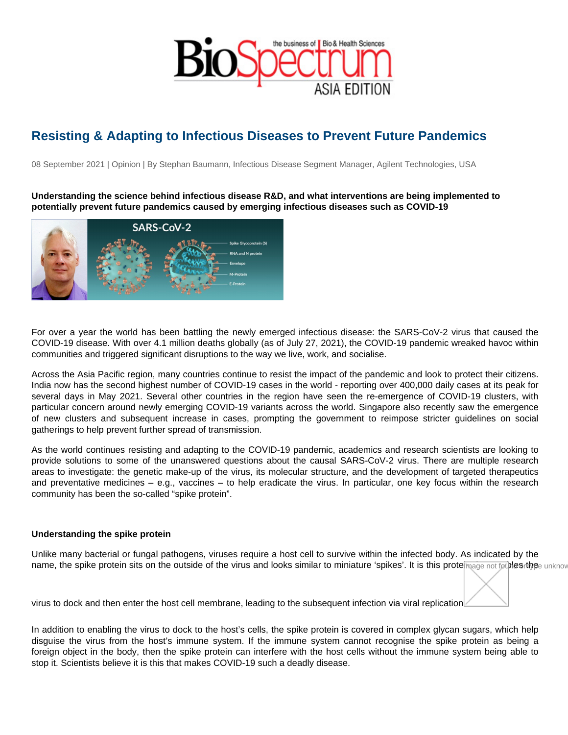# Resisting & Adapting to Infectious Diseases to Prevent Future Pandemics

08 September 2021 | Opinion | By Stephan Baumann, Infectious Disease Segment Manager, Agilent Technologies, USA

**Understanding the science behind infectious disease R&D, and what interventions are being implemented to potentially prevent future pandemics caused by emerging infectious diseases such as COVID-19**

For over a year the world has been battling the newly emerged infectious disease: the SARS-CoV-2 virus that caused the COVID-19 disease. With over 4.1 million deaths globally (as of July 27, 2021), the COVID-19 pandemic wreaked havoc within communities and triggered significant disruptions to the way we live, work, and socialise.

Across the Asia Pacific region, many countries continue to resist the impact of the pandemic and look to protect their citizens. India now has the second highest number of COVID-19 cases in the world - reporting over 400,000 daily cases at its peak for several days in May 2021. Several other countries in the region have seen the re-emergence of COVID-19 clusters, with particular concern around newly emerging COVID-19 variants across the world. Singapore also recently saw the emergence of new clusters and subsequent increase in cases, prompting the government to reimpose stricter guidelines on social gatherings to help prevent further spread of transmission.

As the world continues resisting and adapting to the COVID-19 pandemic, academics and research scientists are looking to provide solutions to some of the unanswered questions about the causal SARS-CoV-2 virus. There are multiple research areas to investigate: the genetic make-up of the virus, its molecular structure, and the development of targeted therapeutics and preventative medicines – e.g., vaccines – to help eradicate the virus. In particular, one key focus within the research community has been the so-called "spike protein".

### Understanding the spike protein

Unlike many bacterial or fungal pathogens, viruses require a host cell to survive within the infected body. As indicated by the name, the spike protein sits on the outside of the virus and looks similar to miniature 'spikes'. It is this protein that enables the virus to dock and then enter the host cell membrane, leading to the subsequent infection via viral replication.

In addition to enabling the virus to dock to the host's cells, the spike protein is covered in complex glycan sugars, which help disguise the virus from the host's immune system. If the immune system cannot recognise the spike protein as being a foreign object in the body, then the spike protein can interfere with the host cells without the immune system being able to stop it. Scientists believe it is this that makes COVID-19 such a deadly disease.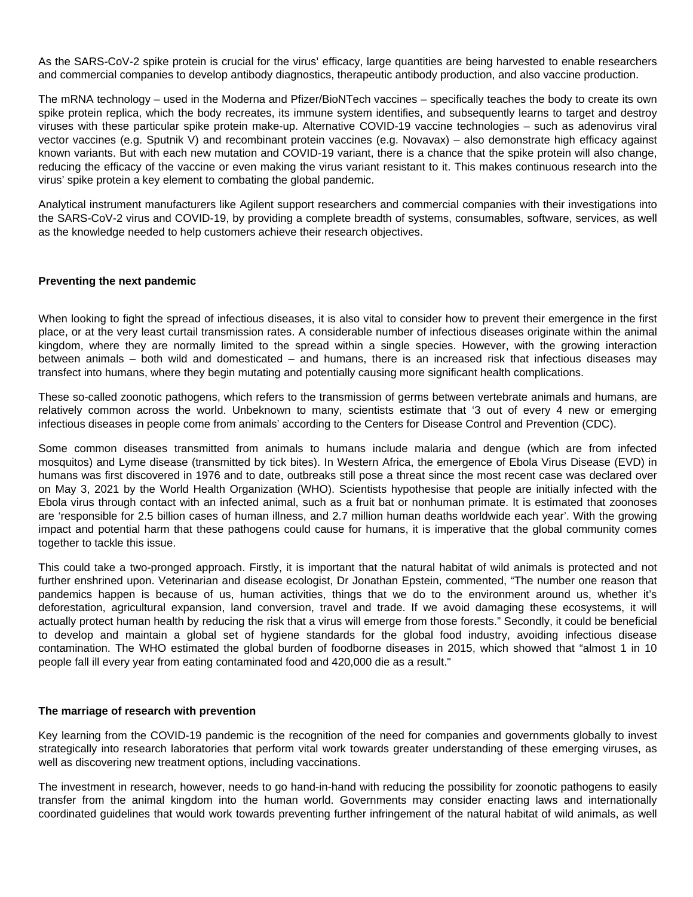As the SARS-CoV-2 spike protein is crucial for the virus' efficacy, large quantities are being harvested to enable researchers and commercial companies to develop antibody diagnostics, therapeutic antibody production, and also vaccine production.

The mRNA technology – used in the Moderna and Pfizer/BioNTech vaccines – specifically teaches the body to create its own spike protein replica, which the body recreates, its immune system identifies, and subsequently learns to target and destroy viruses with these particular spike protein make-up. Alternative COVID-19 vaccine technologies – such as adenovirus viral vector vaccines (e.g. Sputnik V) and recombinant protein vaccines (e.g. Novavax) – also demonstrate high efficacy against known variants. But with each new mutation and COVID-19 variant, there is a chance that the spike protein will also change, reducing the efficacy of the vaccine or even making the virus variant resistant to it. This makes continuous research into the virus' spike protein a key element to combating the global pandemic.

Analytical instrument manufacturers like Agilent support researchers and commercial companies with their investigations into the SARS-CoV-2 virus and COVID-19, by providing a complete breadth of systems, consumables, software, services, as well as the knowledge needed to help customers achieve their research objectives.

**Preventing the next pandemic**

When looking to fight the spread of infectious diseases, it is also vital to consider how to prevent their emergence in the first place, or at the very least curtail transmission rates. A considerable number of infectious diseases originate within the animal kingdom, where they are normally limited to the spread within a single species. However, with the growing interaction between animals – both wild and domesticated – and humans, there is an increased risk that infectious diseases may transfect into humans, where they begin mutating and potentially causing more significant health complications.

These so-called zoonotic pathogens, which refers to the transmission of germs between vertebrate animals and humans, are relatively common across the world. Unbeknown to many, scientists estimate that '3 out of every 4 new or emerging infectious diseases in people come from animals' according to the Centers for Disease Control and Prevention (CDC).

Some common diseases transmitted from animals to humans include malaria and dengue (which are from infected mosquitos) and Lyme disease (transmitted by tick bites). In Western Africa, the emergence of Ebola Virus Disease (EVD) in humans was first discovered in 1976 and to date, outbreaks still pose a threat since the most recent case was declared over on May 3, 2021 by the World Health Organization (WHO). Scientists hypothesise that people are initially infected with the Ebola virus through contact with an infected animal, such as a fruit bat or nonhuman primate. It is estimated that zoonoses are 'responsible for 2.5 billion cases of human illness, and 2.7 million human deaths worldwide each year'. With the growing impact and potential harm that these pathogens could cause for humans, it is imperative that the global community comes together to tackle this issue.

This could take a two-pronged approach. Firstly, it is important that the natural habitat of wild animals is protected and not further enshrined upon. Veterinarian and disease ecologist, Dr Jonathan Epstein, commented, "The number one reason that pandemics happen is because of us, human activities, things that we do to the environment around us, whether it's deforestation, agricultural expansion, land conversion, travel and trade. If we avoid damaging these ecosystems, it will actually protect human health by reducing the risk that a virus will emerge from those forests." Secondly, it could be beneficial to develop and maintain a global set of hygiene standards for the global food industry, avoiding infectious disease contamination. The WHO estimated the global burden of foodborne diseases in 2015, which showed that "almost 1 in 10 people fall ill every year from eating contaminated food and 420,000 die as a result."

**The marriage of research with prevention**

Key learning from the COVID-19 pandemic is the recognition of the need for companies and governments globally to invest strategically into research laboratories that perform vital work towards greater understanding of these emerging viruses, as well as discovering new treatment options, including vaccinations.

The investment in research, however, needs to go hand-in-hand with reducing the possibility for zoonotic pathogens to easily transfer from the animal kingdom into the human world. Governments may consider enacting laws and internationally coordinated guidelines that would work towards preventing further infringement of the natural habitat of wild animals, as well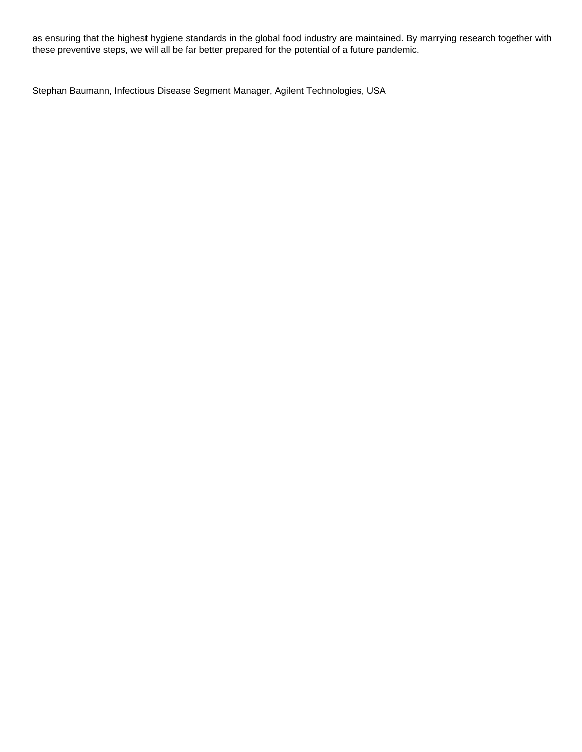as ensuring that the highest hygiene standards in the global food industry are maintained. By marrying research together with these preventive steps, we will all be far better prepared for the potential of a future pandemic.

Stephan Baumann, Infectious Disease Segment Manager, Agilent Technologies, USA